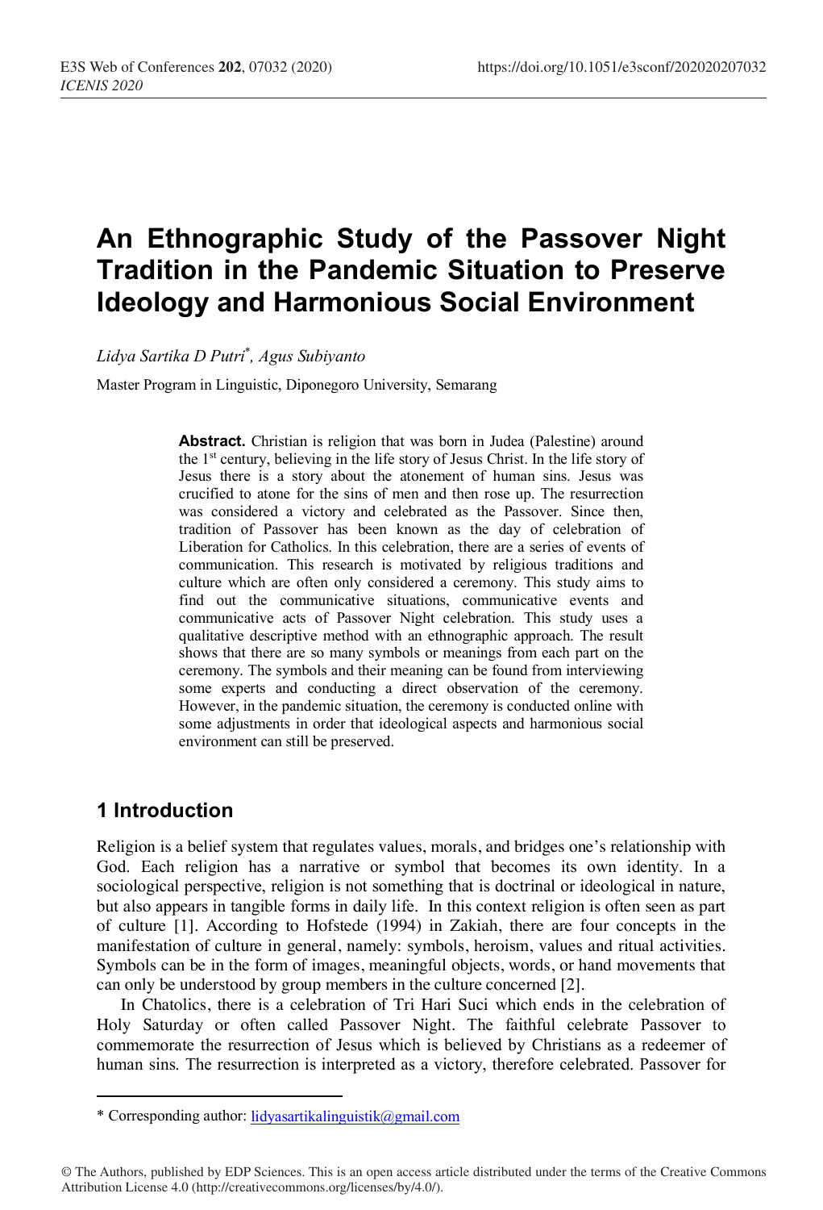# An Ethnographic Study of the Passover Night Tradition in the Pandemic Situation to Preserve Ideology and Harmonious Social Environment

*Lidya Sartika D Putri*\*, *Agus Subiyanto*

Master Program in Linguistic, Diponegoro University, Semarang

**Abstract.** Christian is religion that was born in Judea (Palestine) around the 1st century, believing in the life story of Jesus Christ. In the life story of Jesus there is a story about the atonement of human sins. Jesus was crucified to atone for the sins of men and then rose up. The resurrection was considered a victory and celebrated as the Passover. Since then, tradition of Passover has been known as the day of celebration of Liberation for Catholics. In this celebration, there are a series of events of communication. This research is motivated by religious traditions and culture which are often only considered a ceremony. This study aims to find out the communicative situations, communicative events and communicative acts of Passover Night celebration. This study uses a qualitative descriptive method with an ethnographic approach. The result shows that there are so many symbols or meanings from each part on the ceremony. The symbols and their meaning can be found from interviewing some experts and conducting a direct observation of the ceremony. However, in the pandemic situation, the ceremony is conducted online with some adjustments in order that ideological aspects and harmonious social environment can still be preserved.

## 1 Introduction

Religion is a belief system that regulates values, morals, and bridges one's relationship with God. Each religion has a narrative or symbol that becomes its own identity. In a sociological perspective, religion is not something that is doctrinal or ideological in nature, but also appears in tangible forms in daily life. In this context religion is often seen as part of culture [1]. According to Hofstede (1994) in Zakiah, there are four concepts in the manifestation of culture in general, namely: symbols, heroism, values and ritual activities. Symbols can be in the form of images, meaningful objects, words, or hand movements that can only be understood by group members in the culture concerned [2].

In Chatolics, there is a celebration of Tri Hari Suci which ends in the celebration of Holy Saturday or often called Passover Night. The faithful celebrate Passover to commemorate the resurrection of Jesus which is believed by Christians as a redeemer of human sins. The resurrection is interpreted as a victory, therefore celebrated. Passover for

---

\* Corresponding author: lidyasartikalinguistik@gmail.com

© The Authors, published by EDP Sciences. This is an open access article distributed under the terms of the Creative Commons Attribution License 4.0 (http://creativecommons.org/licenses/by/4.0/).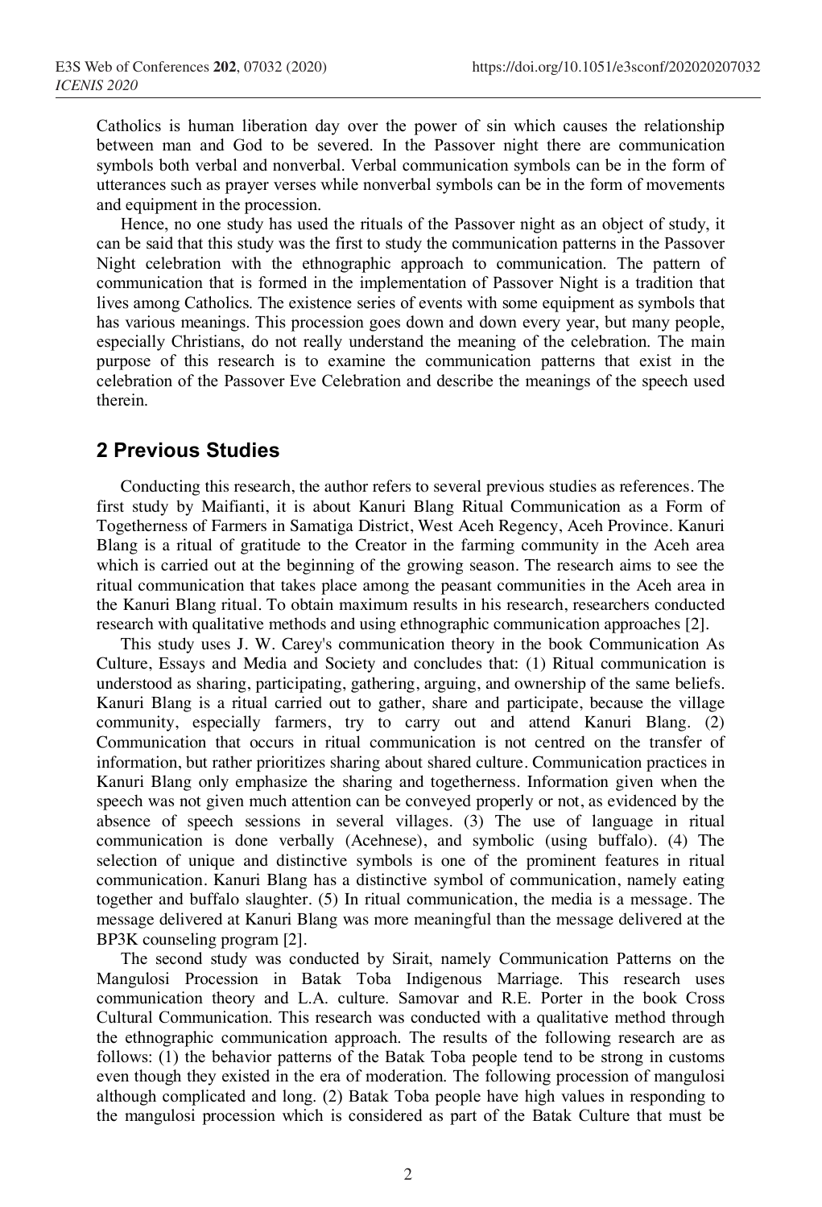Catholics is human liberation day over the power of sin which causes the relationship between man and God to be severed. In the Passover night there are communication symbols both verbal and nonverbal. Verbal communication symbols can be in the form of utterances such as prayer verses while nonverbal symbols can be in the form of movements and equipment in the procession.

Hence, no one study has used the rituals of the Passover night as an object of study, it can be said that this study was the first to study the communication patterns in the Passover Night celebration with the ethnographic approach to communication. The pattern of communication that is formed in the implementation of Passover Night is a tradition that lives among Catholics. The existence series of events with some equipment as symbols that has various meanings. This procession goes down and down every year, but many people, especially Christians, do not really understand the meaning of the celebration. The main purpose of this research is to examine the communication patterns that exist in the celebration of the Passover Eve Celebration and describe the meanings of the speech used therein.

## 2 Previous Studies

Conducting this research, the author refers to several previous studies as references. The first study by Maifianti, it is about Kanuri Blang Ritual Communication as a Form of Togetherness of Farmers in Samatiga District, West Aceh Regency, Aceh Province. Kanuri Blang is a ritual of gratitude to the Creator in the farming community in the Aceh area which is carried out at the beginning of the growing season. The research aims to see the ritual communication that takes place among the peasant communities in the Aceh area in the Kanuri Blang ritual. To obtain maximum results in his research, researchers conducted research with qualitative methods and using ethnographic communication approaches [2].

This study uses J. W. Carey's communication theory in the book Communication As Culture, Essays and Media and Society and concludes that: (1) Ritual communication is understood as sharing, participating, gathering, arguing, and ownership of the same beliefs. Kanuri Blang is a ritual carried out to gather, share and participate, because the village community, especially farmers, try to carry out and attend Kanuri Blang. (2) Communication that occurs in ritual communication is not centred on the transfer of information, but rather prioritizes sharing about shared culture. Communication practices in Kanuri Blang only emphasize the sharing and togetherness. Information given when the speech was not given much attention can be conveyed properly or not, as evidenced by the absence of speech sessions in several villages. (3) The use of language in ritual communication is done verbally (Acehnese), and symbolic (using buffalo). (4) The selection of unique and distinctive symbols is one of the prominent features in ritual communication. Kanuri Blang has a distinctive symbol of communication, namely eating together and buffalo slaughter. (5) In ritual communication, the media is a message. The message delivered at Kanuri Blang was more meaningful than the message delivered at the BP3K counseling program [2].

The second study was conducted by Sirait, namely Communication Patterns on the Mangulosi Procession in Batak Toba Indigenous Marriage. This research uses communication theory and L.A. culture. Samovar and R.E. Porter in the book Cross Cultural Communication. This research was conducted with a qualitative method through the ethnographic communication approach. The results of the following research are as follows: (1) the behavior patterns of the Batak Toba people tend to be strong in customs even though they existed in the era of moderation. The following procession of mangulosi although complicated and long. (2) Batak Toba people have high values in responding to the mangulosi procession which is considered as part of the Batak Culture that must be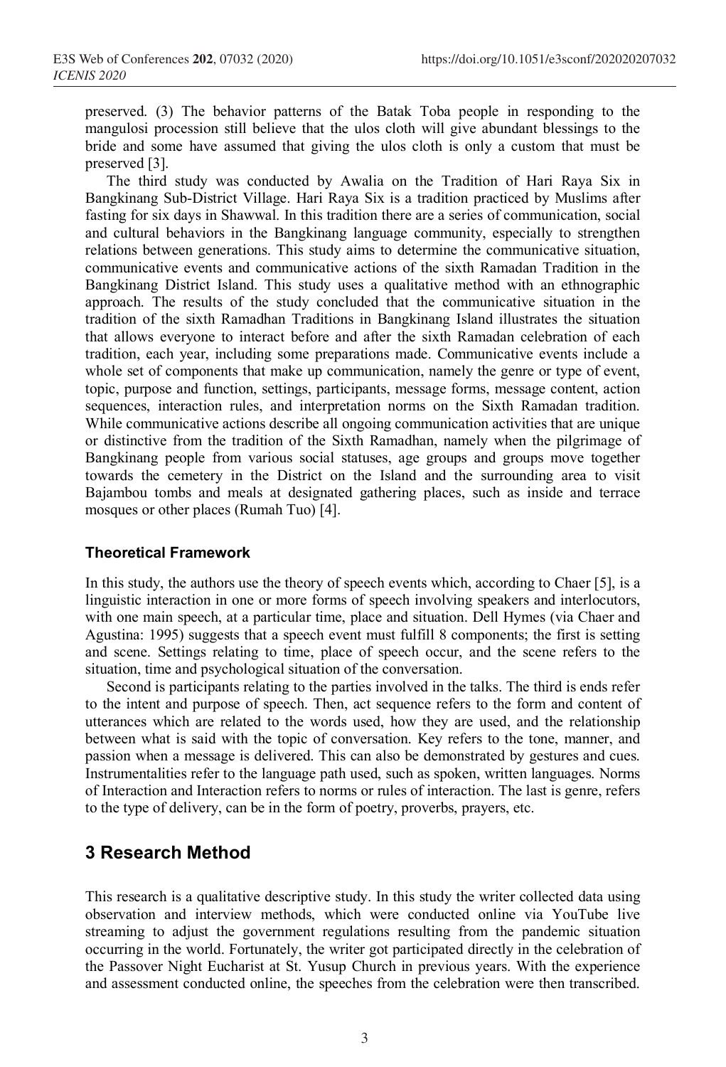preserved. (3) The behavior patterns of the Batak Toba people in responding to the mangulosi procession still believe that the ulos cloth will give abundant blessings to the bride and some have assumed that giving the ulos cloth is only a custom that must be preserved [3].

The third study was conducted by Awalia on the Tradition of Hari Raya Six in Bangkinang Sub-District Village. Hari Raya Six is a tradition practiced by Muslims after fasting for six days in Shawwal. In this tradition there are a series of communication, social and cultural behaviors in the Bangkinang language community, especially to strengthen relations between generations. This study aims to determine the communicative situation, communicative events and communicative actions of the sixth Ramadan Tradition in the Bangkinang District Island. This study uses a qualitative method with an ethnographic approach. The results of the study concluded that the communicative situation in the tradition of the sixth Ramadhan Traditions in Bangkinang Island illustrates the situation that allows everyone to interact before and after the sixth Ramadan celebration of each tradition, each year, including some preparations made. Communicative events include a whole set of components that make up communication, namely the genre or type of event, topic, purpose and function, settings, participants, message forms, message content, action sequences, interaction rules, and interpretation norms on the Sixth Ramadan tradition. While communicative actions describe all ongoing communication activities that are unique or distinctive from the tradition of the Sixth Ramadhan, namely when the pilgrimage of Bangkinang people from various social statuses, age groups and groups move together towards the cemetery in the District on the Island and the surrounding area to visit Bajambou tombs and meals at designated gathering places, such as inside and terrace mosques or other places (Rumah Tuo) [4].

### Theoretical Framework

In this study, the authors use the theory of speech events which, according to Chaer [5], is a linguistic interaction in one or more forms of speech involving speakers and interlocutors, with one main speech, at a particular time, place and situation. Dell Hymes (via Chaer and Agustina: 1995) suggests that a speech event must fulfill 8 components; the first is setting and scene. Settings relating to time, place of speech occur, and the scene refers to the situation, time and psychological situation of the conversation.

Second is participants relating to the parties involved in the talks. The third is ends refer to the intent and purpose of speech. Then, act sequence refers to the form and content of utterances which are related to the words used, how they are used, and the relationship between what is said with the topic of conversation. Key refers to the tone, manner, and passion when a message is delivered. This can also be demonstrated by gestures and cues. Instrumentalities refer to the language path used, such as spoken, written languages. Norms of Interaction and Interaction refers to norms or rules of interaction. The last is genre, refers to the type of delivery, can be in the form of poetry, proverbs, prayers, etc.

## 3 Research Method

This research is a qualitative descriptive study. In this study the writer collected data using observation and interview methods, which were conducted online via YouTube live streaming to adjust the government regulations resulting from the pandemic situation occurring in the world. Fortunately, the writer got participated directly in the celebration of the Passover Night Eucharist at St. Yusup Church in previous years. With the experience and assessment conducted online, the speeches from the celebration were then transcribed.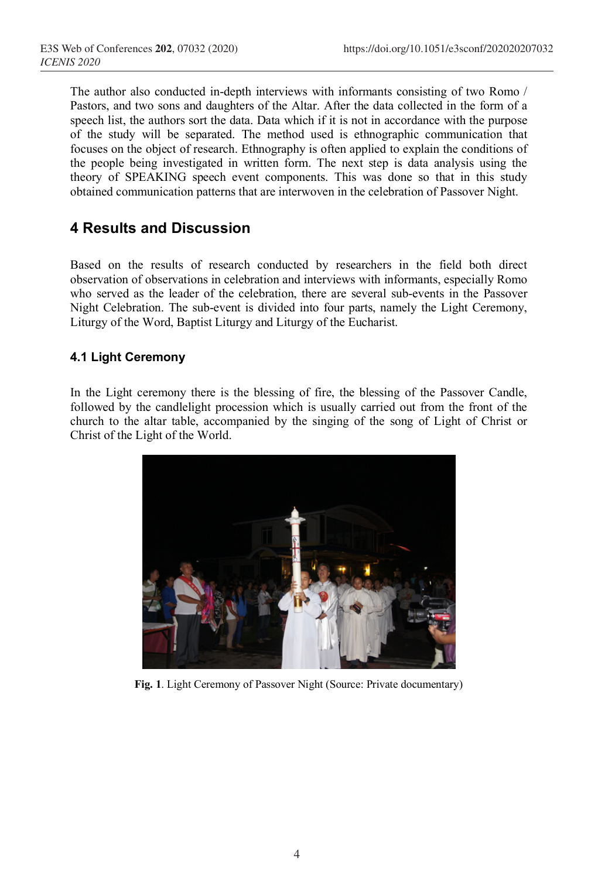The author also conducted in-depth interviews with informants consisting of two Romo / Pastors, and two sons and daughters of the Altar. After the data collected in the form of a speech list, the authors sort the data. Data which if it is not in accordance with the purpose of the study will be separated. The method used is ethnographic communication that focuses on the object of research. Ethnography is often applied to explain the conditions of the people being investigated in written form. The next step is data analysis using the theory of SPEAKING speech event components. This was done so that in this study obtained communication patterns that are interwoven in the celebration of Passover Night.

## 4 Results and Discussion

Based on the results of research conducted by researchers in the field both direct observation of observations in celebration and interviews with informants, especially Romo who served as the leader of the celebration, there are several sub-events in the Passover Night Celebration. The sub-event is divided into four parts, namely the Light Ceremony, Liturgy of the Word, Baptist Liturgy and Liturgy of the Eucharist.

### 4.1 Light Ceremony

In the Light ceremony there is the blessing of fire, the blessing of the Passover Candle, followed by the candlelight procession which is usually carried out from the front of the church to the altar table, accompanied by the singing of the song of Light of Christ or Christ of the Light of the World.

**Fig. 1**. Light Ceremony of Passover Night (Source: Private documentary)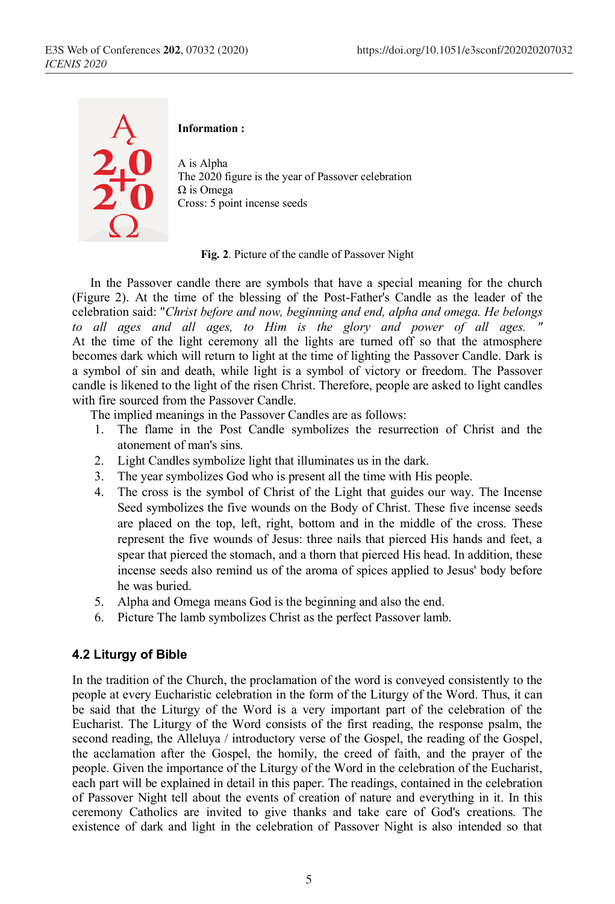**Information :**

A is Alpha
The 2020 figure is the year of Passover celebration
Ω is Omega
Cross: 5 point incense seeds

**Fig. 2**. Picture of the candle of Passover Night

In the Passover candle there are symbols that have a special meaning for the church (Figure 2). At the time of the blessing of the Post-Father's Candle as the leader of the celebration said: "*Christ before and now, beginning and end, alpha and omega. He belongs to all ages and all ages, to Him is the glory and power of all ages.* " At the time of the light ceremony all the lights are turned off so that the atmosphere becomes dark which will return to light at the time of lighting the Passover Candle. Dark is a symbol of sin and death, while light is a symbol of victory or freedom. The Passover candle is likened to the light of the risen Christ. Therefore, people are asked to light candles with fire sourced from the Passover Candle.

The implied meanings in the Passover Candles are as follows:

1. The flame in the Post Candle symbolizes the resurrection of Christ and the atonement of man's sins.
2. Light Candles symbolize light that illuminates us in the dark.
3. The year symbolizes God who is present all the time with His people.
4. The cross is the symbol of Christ of the Light that guides our way. The Incense Seed symbolizes the five wounds on the Body of Christ. These five incense seeds are placed on the top, left, right, bottom and in the middle of the cross. These represent the five wounds of Jesus: three nails that pierced His hands and feet, a spear that pierced the stomach, and a thorn that pierced His head. In addition, these incense seeds also remind us of the aroma of spices applied to Jesus' body before he was buried.
5. Alpha and Omega means God is the beginning and also the end.
6. Picture The lamb symbolizes Christ as the perfect Passover lamb.

### 4.2 Liturgy of Bible

In the tradition of the Church, the proclamation of the word is conveyed consistently to the people at every Eucharistic celebration in the form of the Liturgy of the Word. Thus, it can be said that the Liturgy of the Word is a very important part of the celebration of the Eucharist. The Liturgy of the Word consists of the first reading, the response psalm, the second reading, the Alleluya / introductory verse of the Gospel, the reading of the Gospel, the acclamation after the Gospel, the homily, the creed of faith, and the prayer of the people. Given the importance of the Liturgy of the Word in the celebration of the Eucharist, each part will be explained in detail in this paper. The readings, contained in the celebration of Passover Night tell about the events of creation of nature and everything in it. In this ceremony Catholics are invited to give thanks and take care of God's creations. The existence of dark and light in the celebration of Passover Night is also intended so that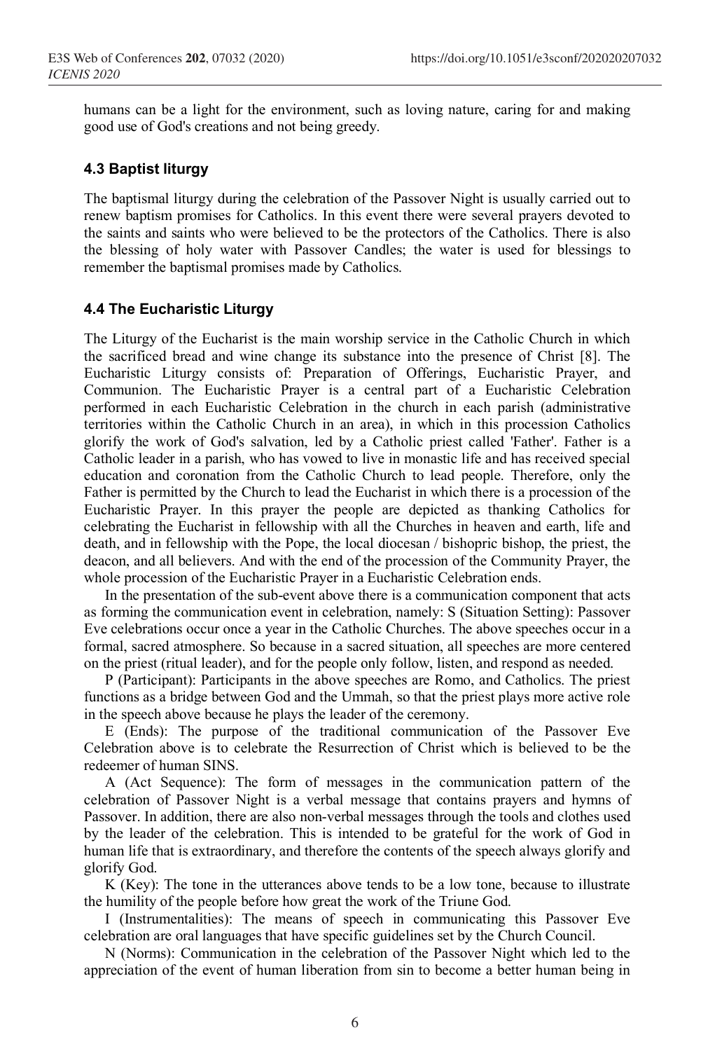humans can be a light for the environment, such as loving nature, caring for and making good use of God's creations and not being greedy.

### 4.3 Baptist liturgy

The baptismal liturgy during the celebration of the Passover Night is usually carried out to renew baptism promises for Catholics. In this event there were several prayers devoted to the saints and saints who were believed to be the protectors of the Catholics. There is also the blessing of holy water with Passover Candles; the water is used for blessings to remember the baptismal promises made by Catholics.

### 4.4 The Eucharistic Liturgy

The Liturgy of the Eucharist is the main worship service in the Catholic Church in which the sacrificed bread and wine change its substance into the presence of Christ [8]. The Eucharistic Liturgy consists of: Preparation of Offerings, Eucharistic Prayer, and Communion. The Eucharistic Prayer is a central part of a Eucharistic Celebration performed in each Eucharistic Celebration in the church in each parish (administrative territories within the Catholic Church in an area), in which in this procession Catholics glorify the work of God's salvation, led by a Catholic priest called 'Father'. Father is a Catholic leader in a parish, who has vowed to live in monastic life and has received special education and coronation from the Catholic Church to lead people. Therefore, only the Father is permitted by the Church to lead the Eucharist in which there is a procession of the Eucharistic Prayer. In this prayer the people are depicted as thanking Catholics for celebrating the Eucharist in fellowship with all the Churches in heaven and earth, life and death, and in fellowship with the Pope, the local diocesan / bishopric bishop, the priest, the deacon, and all believers. And with the end of the procession of the Community Prayer, the whole procession of the Eucharistic Prayer in a Eucharistic Celebration ends.

In the presentation of the sub-event above there is a communication component that acts as forming the communication event in celebration, namely: S (Situation Setting): Passover Eve celebrations occur once a year in the Catholic Churches. The above speeches occur in a formal, sacred atmosphere. So because in a sacred situation, all speeches are more centered on the priest (ritual leader), and for the people only follow, listen, and respond as needed.

P (Participant): Participants in the above speeches are Romo, and Catholics. The priest functions as a bridge between God and the Ummah, so that the priest plays more active role in the speech above because he plays the leader of the ceremony.

E (Ends): The purpose of the traditional communication of the Passover Eve Celebration above is to celebrate the Resurrection of Christ which is believed to be the redeemer of human SINS.

A (Act Sequence): The form of messages in the communication pattern of the celebration of Passover Night is a verbal message that contains prayers and hymns of Passover. In addition, there are also non-verbal messages through the tools and clothes used by the leader of the celebration. This is intended to be grateful for the work of God in human life that is extraordinary, and therefore the contents of the speech always glorify and glorify God.

K (Key): The tone in the utterances above tends to be a low tone, because to illustrate the humility of the people before how great the work of the Triune God.

I (Instrumentalities): The means of speech in communicating this Passover Eve celebration are oral languages that have specific guidelines set by the Church Council.

N (Norms): Communication in the celebration of the Passover Night which led to the appreciation of the event of human liberation from sin to become a better human being in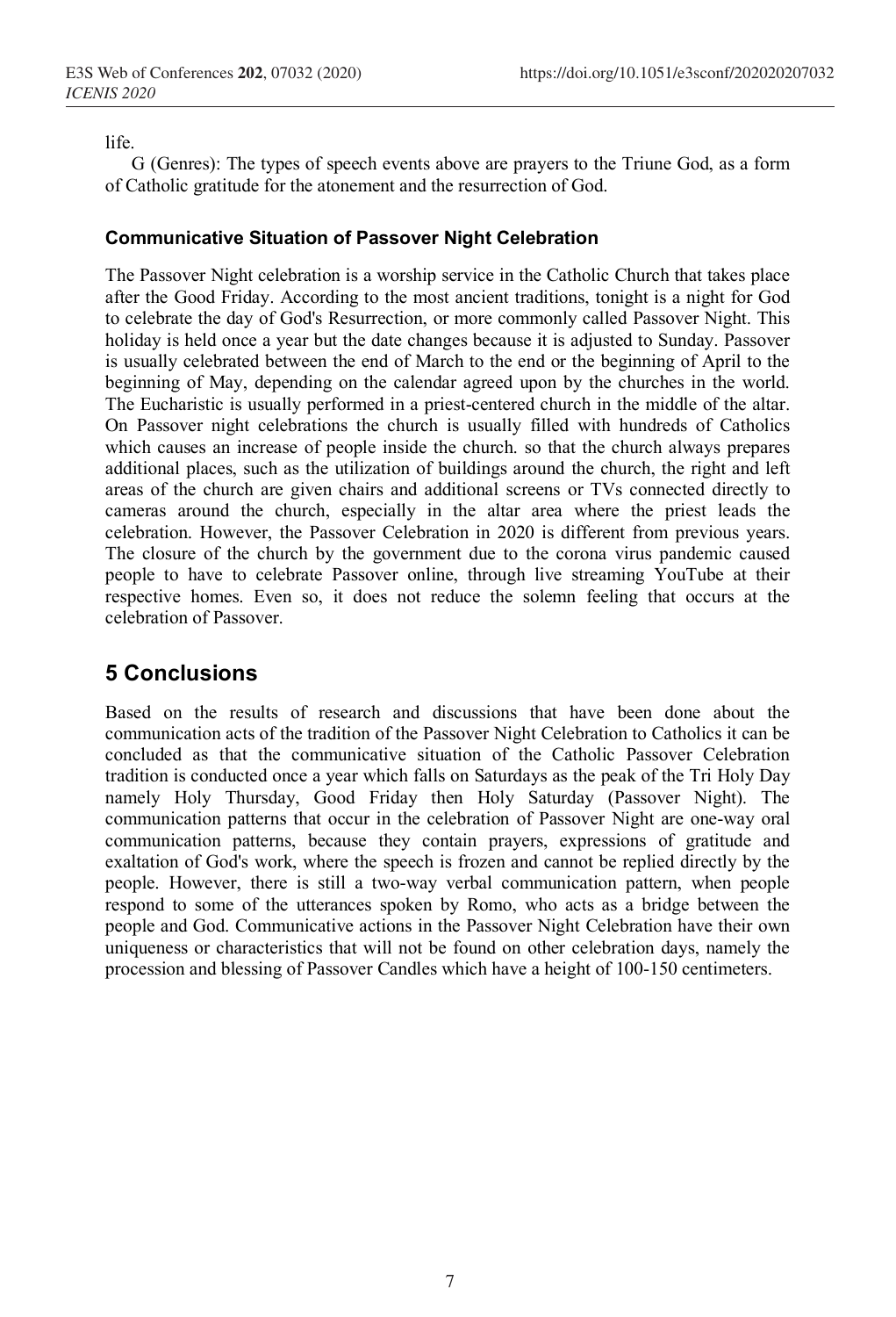life.

G (Genres): The types of speech events above are prayers to the Triune God, as a form of Catholic gratitude for the atonement and the resurrection of God.

### Communicative Situation of Passover Night Celebration

The Passover Night celebration is a worship service in the Catholic Church that takes place after the Good Friday. According to the most ancient traditions, tonight is a night for God to celebrate the day of God's Resurrection, or more commonly called Passover Night. This holiday is held once a year but the date changes because it is adjusted to Sunday. Passover is usually celebrated between the end of March to the end or the beginning of April to the beginning of May, depending on the calendar agreed upon by the churches in the world. The Eucharistic is usually performed in a priest-centered church in the middle of the altar. On Passover night celebrations the church is usually filled with hundreds of Catholics which causes an increase of people inside the church. so that the church always prepares additional places, such as the utilization of buildings around the church, the right and left areas of the church are given chairs and additional screens or TVs connected directly to cameras around the church, especially in the altar area where the priest leads the celebration. However, the Passover Celebration in 2020 is different from previous years. The closure of the church by the government due to the corona virus pandemic caused people to have to celebrate Passover online, through live streaming YouTube at their respective homes. Even so, it does not reduce the solemn feeling that occurs at the celebration of Passover.

## 5 Conclusions

Based on the results of research and discussions that have been done about the communication acts of the tradition of the Passover Night Celebration to Catholics it can be concluded as that the communicative situation of the Catholic Passover Celebration tradition is conducted once a year which falls on Saturdays as the peak of the Tri Holy Day namely Holy Thursday, Good Friday then Holy Saturday (Passover Night). The communication patterns that occur in the celebration of Passover Night are one-way oral communication patterns, because they contain prayers, expressions of gratitude and exaltation of God's work, where the speech is frozen and cannot be replied directly by the people. However, there is still a two-way verbal communication pattern, when people respond to some of the utterances spoken by Romo, who acts as a bridge between the people and God. Communicative actions in the Passover Night Celebration have their own uniqueness or characteristics that will not be found on other celebration days, namely the procession and blessing of Passover Candles which have a height of 100-150 centimeters.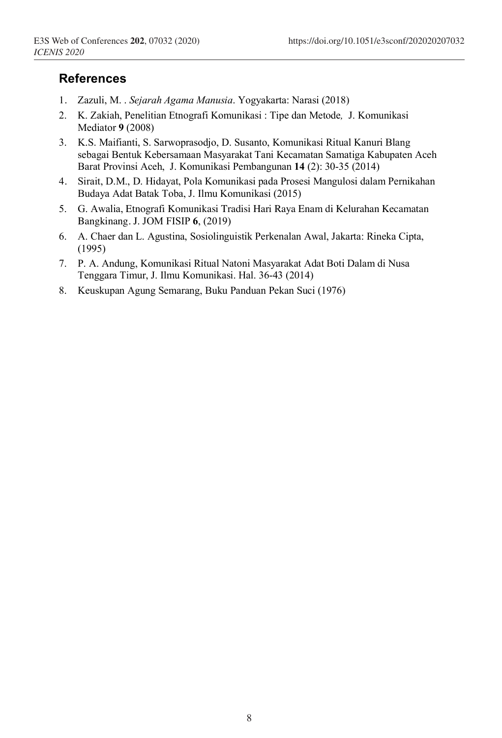## References

1. Zazuli, M. . *Sejarah Agama Manusia*. Yogyakarta: Narasi (2018)
2. K. Zakiah, Penelitian Etnografi Komunikasi : Tipe dan Metode*,* J. Komunikasi Mediator **9** (2008)
3. K.S. Maifianti, S. Sarwoprasodjo, D. Susanto, Komunikasi Ritual Kanuri Blang sebagai Bentuk Kebersamaan Masyarakat Tani Kecamatan Samatiga Kabupaten Aceh Barat Provinsi Aceh, J. Komunikasi Pembangunan **14** (2): 30-35 (2014)
4. Sirait, D.M., D. Hidayat, Pola Komunikasi pada Prosesi Mangulosi dalam Pernikahan Budaya Adat Batak Toba, J. Ilmu Komunikasi (2015)
5. G. Awalia, Etnografi Komunikasi Tradisi Hari Raya Enam di Kelurahan Kecamatan Bangkinang. J. JOM FISIP **6**, (2019)
6. A. Chaer dan L. Agustina, Sosiolinguistik Perkenalan Awal, Jakarta: Rineka Cipta, (1995)
7. P. A. Andung, Komunikasi Ritual Natoni Masyarakat Adat Boti Dalam di Nusa Tenggara Timur, J. Ilmu Komunikasi. Hal. 36-43 (2014)
8. Keuskupan Agung Semarang, Buku Panduan Pekan Suci (1976)